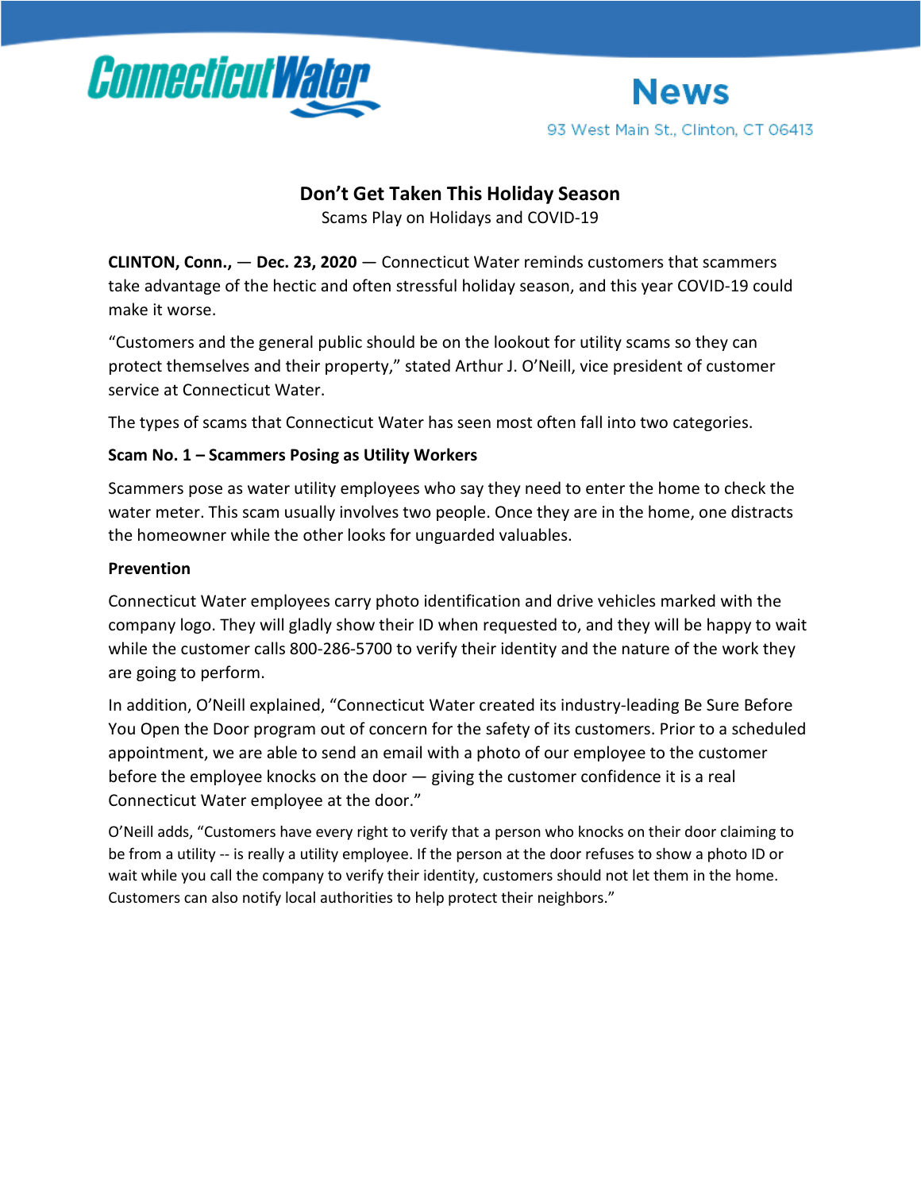ConnecticutWater

# News

93 West Main St., Clinton, CT 06413

## Don't Get Taken This Holiday Season

Scams Play on Holidays and COVID-19

**CLINTON, Conn., — Dec. 23, 2020** — Connecticut Water reminds customers that scammers take advantage of the hectic and often stressful holiday season, and this year COVID-19 could make it worse.

"Customers and the general public should be on the lookout for utility scams so they can protect themselves and their property," stated Arthur J. O'Neill, vice president of customer service at Connecticut Water.

The types of scams that Connecticut Water has seen most often fall into two categories.

**Scam No. 1 – Scammers Posing as Utility Workers**

Scammers pose as water utility employees who say they need to enter the home to check the water meter. This scam usually involves two people. Once they are in the home, one distracts the homeowner while the other looks for unguarded valuables.

**Prevention**

Connecticut Water employees carry photo identification and drive vehicles marked with the company logo. They will gladly show their ID when requested to, and they will be happy to wait while the customer calls 800-286-5700 to verify their identity and the nature of the work they are going to perform.

In addition, O'Neill explained, "Connecticut Water created its industry-leading Be Sure Before You Open the Door program out of concern for the safety of its customers. Prior to a scheduled appointment, we are able to send an email with a photo of our employee to the customer before the employee knocks on the door — giving the customer confidence it is a real Connecticut Water employee at the door."

O'Neill adds, "Customers have every right to verify that a person who knocks on their door claiming to be from a utility -- is really a utility employee. If the person at the door refuses to show a photo ID or wait while you call the company to verify their identity, customers should not let them in the home. Customers can also notify local authorities to help protect their neighbors."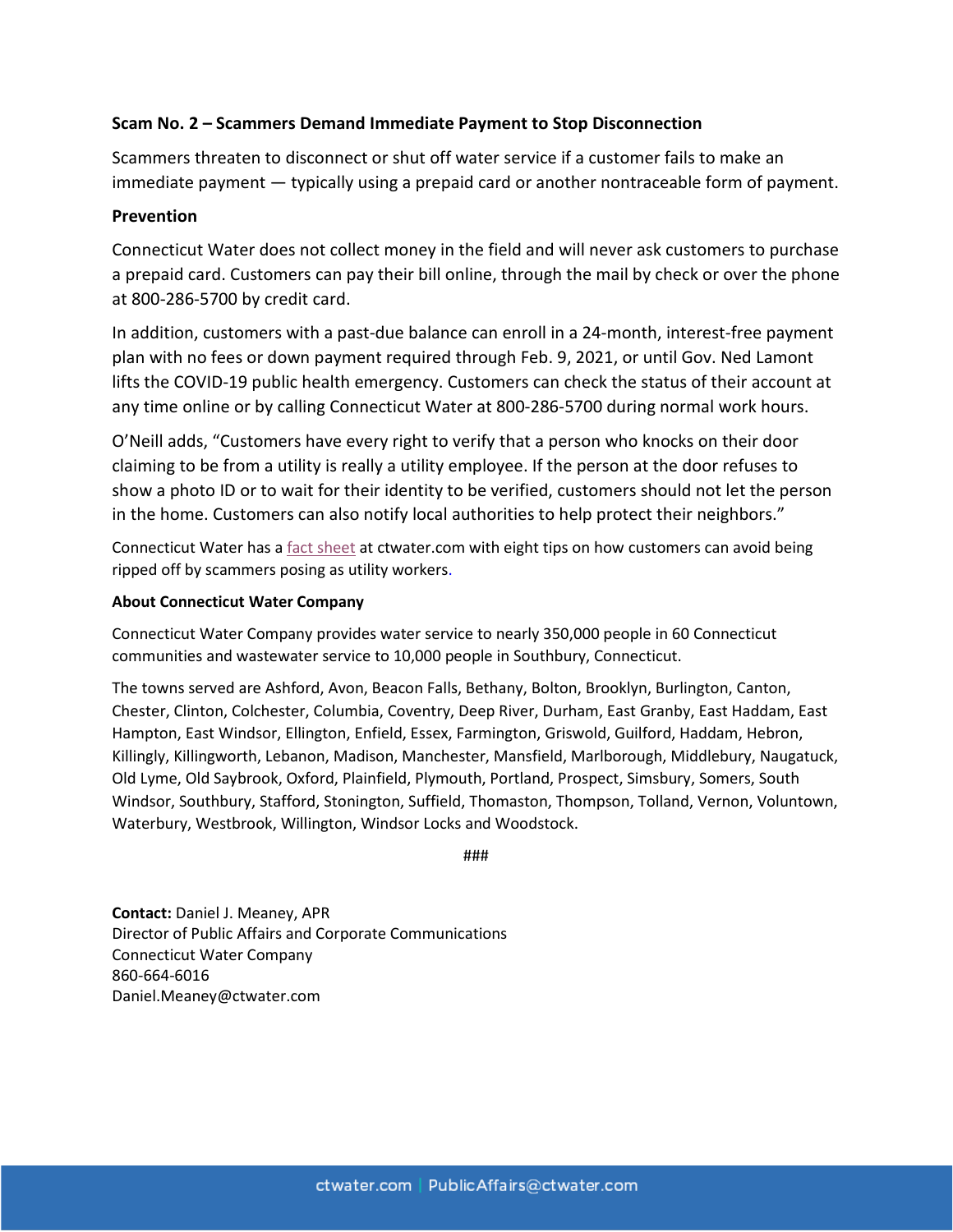**Scam No. 2 – Scammers Demand Immediate Payment to Stop Disconnection**

Scammers threaten to disconnect or shut off water service if a customer fails to make an immediate payment — typically using a prepaid card or another nontraceable form of payment.

**Prevention**

Connecticut Water does not collect money in the field and will never ask customers to purchase a prepaid card. Customers can pay their bill online, through the mail by check or over the phone at 800-286-5700 by credit card.

In addition, customers with a past-due balance can enroll in a 24-month, interest-free payment plan with no fees or down payment required through Feb. 9, 2021, or until Gov. Ned Lamont lifts the COVID-19 public health emergency. Customers can check the status of their account at any time online or by calling Connecticut Water at 800-286-5700 during normal work hours.

O'Neill adds, "Customers have every right to verify that a person who knocks on their door claiming to be from a utility is really a utility employee. If the person at the door refuses to show a photo ID or to wait for their identity to be verified, customers should not let the person in the home. Customers can also notify local authorities to help protect their neighbors."

Connecticut Water has a fact sheet at ctwater.com with eight tips on how customers can avoid being ripped off by scammers posing as utility workers.

**About Connecticut Water Company**

Connecticut Water Company provides water service to nearly 350,000 people in 60 Connecticut communities and wastewater service to 10,000 people in Southbury, Connecticut.

The towns served are Ashford, Avon, Beacon Falls, Bethany, Bolton, Brooklyn, Burlington, Canton, Chester, Clinton, Colchester, Columbia, Coventry, Deep River, Durham, East Granby, East Haddam, East Hampton, East Windsor, Ellington, Enfield, Essex, Farmington, Griswold, Guilford, Haddam, Hebron, Killingly, Killingworth, Lebanon, Madison, Manchester, Mansfield, Marlborough, Middlebury, Naugatuck, Old Lyme, Old Saybrook, Oxford, Plainfield, Plymouth, Portland, Prospect, Simsbury, Somers, South Windsor, Southbury, Stafford, Stonington, Suffield, Thomaston, Thompson, Tolland, Vernon, Voluntown, Waterbury, Westbrook, Willington, Windsor Locks and Woodstock.

###

**Contact:** Daniel J. Meaney, APR
Director of Public Affairs and Corporate Communications
Connecticut Water Company
860-664-6016
Daniel.Meaney@ctwater.com